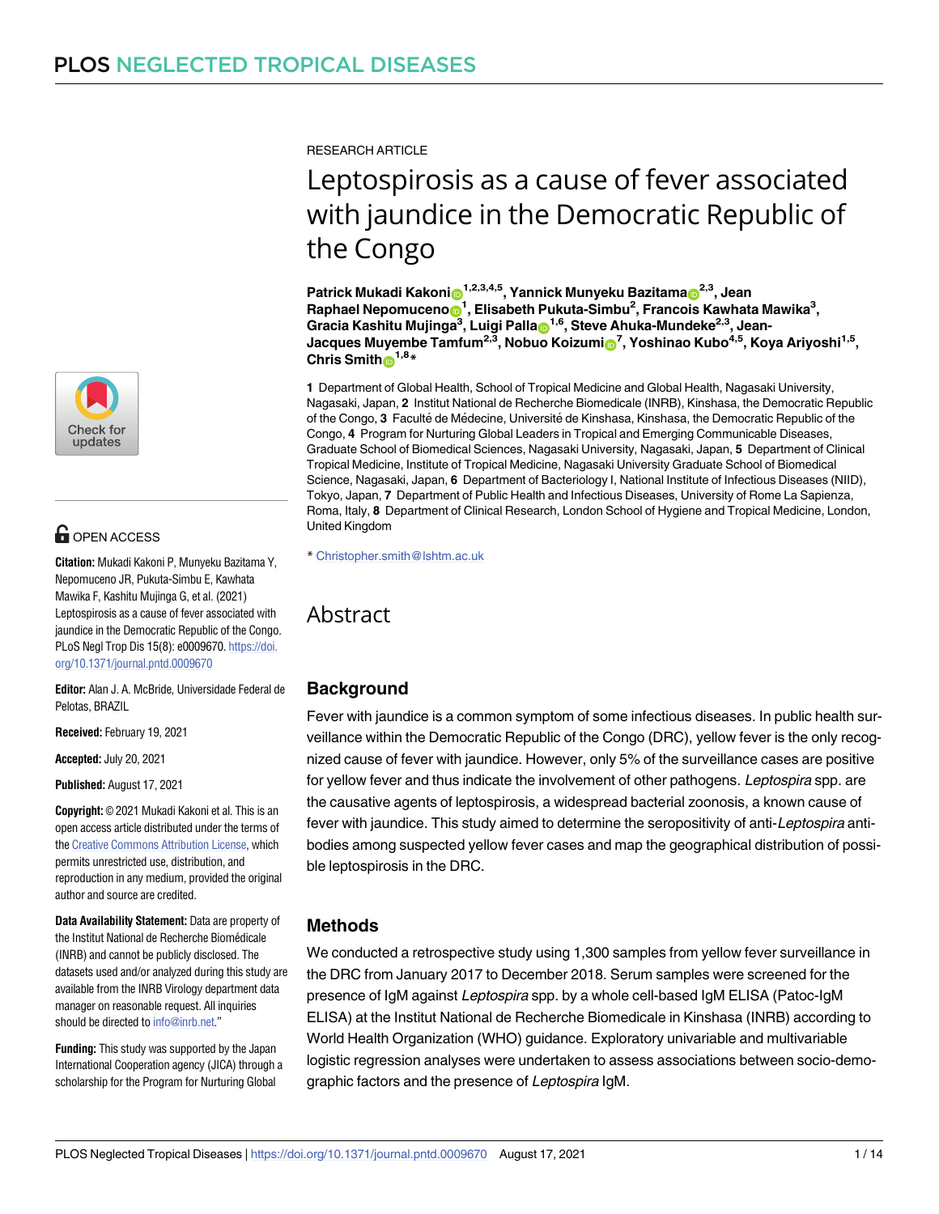RESEARCH ARTICLE

# Leptospirosis as a cause of fever associated with jaundice in the Democratic Republic of the Congo

**Patrick Mukadi Kakoni[1,2,3,4,5], Yannick Munyeku Bazitama[2,3], Jean Raphael Nepomuceno[1], Elisabeth Pukuta-Simbu[2], Francois Kawhata Mawika[3], Gracia Kashitu Mujinga[3], Luigi Palla[1,6], Steve Ahuka-Mundeke[2,3], Jean-Jacques Muyembe Tamfum[2,3], Nobuo Koizumi[7], Yoshinao Kubo[4,5], Koya Ariyoshi[1,5], Chris Smith[1,8]***

**1** Department of Global Health, School of Tropical Medicine and Global Health, Nagasaki University, Nagasaki, Japan, **2** Institut National de Recherche Biomedicale (INRB), Kinshasa, the Democratic Republic of the Congo, **3** Faculté de Médecine, Université de Kinshasa, Kinshasa, the Democratic Republic of the Congo, **4** Program for Nurturing Global Leaders in Tropical and Emerging Communicable Diseases, Graduate School of Biomedical Sciences, Nagasaki University, Nagasaki, Japan, **5** Department of Clinical Tropical Medicine, Institute of Tropical Medicine, Nagasaki University Graduate School of Biomedical Science, Nagasaki, Japan, **6** Department of Bacteriology I, National Institute of Infectious Diseases (NIID), Tokyo, Japan, **7** Department of Public Health and Infectious Diseases, University of Rome La Sapienza, Roma, Italy, **8** Department of Clinical Research, London School of Hygiene and Tropical Medicine, London, United Kingdom

* Christopher.smith@lshtm.ac.uk

OPEN ACCESS

**Citation:** Mukadi Kakoni P, Munyeku Bazitama Y, Nepomuceno JR, Pukuta-Simbu E, Kawhata Mawika F, Kashitu Mujinga G, et al. (2021) Leptospirosis as a cause of fever associated with jaundice in the Democratic Republic of the Congo. PLoS Negl Trop Dis 15(8): e0009670. https://doi.org/10.1371/journal.pntd.0009670

**Editor:** Alan J. A. McBride, Universidade Federal de Pelotas, BRAZIL

**Received:** February 19, 2021

**Accepted:** July 20, 2021

**Published:** August 17, 2021

**Copyright:** © 2021 Mukadi Kakoni et al. This is an open access article distributed under the terms of the Creative Commons Attribution License, which permits unrestricted use, distribution, and reproduction in any medium, provided the original author and source are credited.

**Data Availability Statement:** Data are property of the Institut National de Recherche Biomédicale (INRB) and cannot be publicly disclosed. The datasets used and/or analyzed during this study are available from the INRB Virology department data manager on reasonable request. All inquiries should be directed to info@inrb.net."

**Funding:** This study was supported by the Japan International Cooperation agency (JICA) through a scholarship for the Program for Nurturing Global

## Abstract

### Background

Fever with jaundice is a common symptom of some infectious diseases. In public health surveillance within the Democratic Republic of the Congo (DRC), yellow fever is the only recognized cause of fever with jaundice. However, only 5% of the surveillance cases are positive for yellow fever and thus indicate the involvement of other pathogens. *Leptospira* spp. are the causative agents of leptospirosis, a widespread bacterial zoonosis, a known cause of fever with jaundice. This study aimed to determine the seropositivity of anti-*Leptospira* antibodies among suspected yellow fever cases and map the geographical distribution of possible leptospirosis in the DRC.

### Methods

We conducted a retrospective study using 1,300 samples from yellow fever surveillance in the DRC from January 2017 to December 2018. Serum samples were screened for the presence of IgM against *Leptospira* spp. by a whole cell-based IgM ELISA (Patoc-IgM ELISA) at the Institut National de Recherche Biomedicale in Kinshasa (INRB) according to World Health Organization (WHO) guidance. Exploratory univariable and multivariable logistic regression analyses were undertaken to assess associations between socio-demographic factors and the presence of *Leptospira* IgM.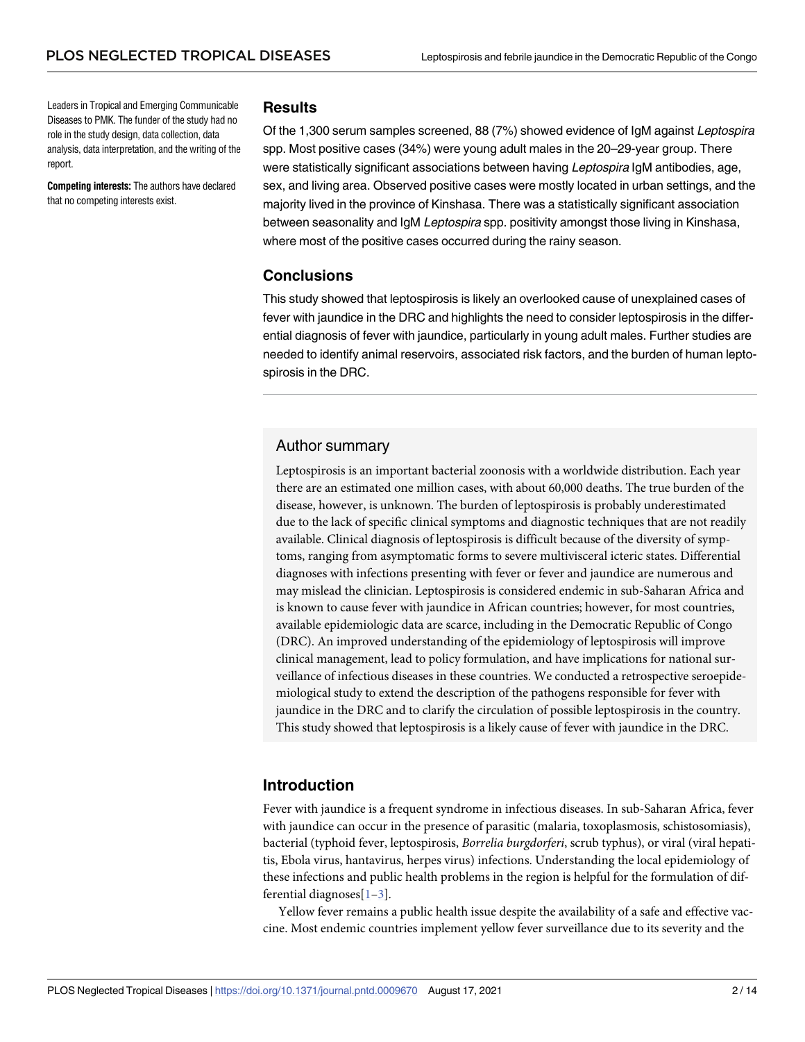Leaders in Tropical and Emerging Communicable Diseases to PMK. The funder of the study had no role in the study design, data collection, data analysis, data interpretation, and the writing of the report.

**Competing interests:** The authors have declared that no competing interests exist.

## Results

Of the 1,300 serum samples screened, 88 (7%) showed evidence of IgM against *Leptospira* spp. Most positive cases (34%) were young adult males in the 20–29-year group. There were statistically significant associations between having *Leptospira* IgM antibodies, age, sex, and living area. Observed positive cases were mostly located in urban settings, and the majority lived in the province of Kinshasa. There was a statistically significant association between seasonality and IgM *Leptospira* spp. positivity amongst those living in Kinshasa, where most of the positive cases occurred during the rainy season.

## Conclusions

This study showed that leptospirosis is likely an overlooked cause of unexplained cases of fever with jaundice in the DRC and highlights the need to consider leptospirosis in the differential diagnosis of fever with jaundice, particularly in young adult males. Further studies are needed to identify animal reservoirs, associated risk factors, and the burden of human leptospirosis in the DRC.

## Author summary

Leptospirosis is an important bacterial zoonosis with a worldwide distribution. Each year there are an estimated one million cases, with about 60,000 deaths. The true burden of the disease, however, is unknown. The burden of leptospirosis is probably underestimated due to the lack of specific clinical symptoms and diagnostic techniques that are not readily available. Clinical diagnosis of leptospirosis is difficult because of the diversity of symptoms, ranging from asymptomatic forms to severe multivisceral icteric states. Differential diagnoses with infections presenting with fever or fever and jaundice are numerous and may mislead the clinician. Leptospirosis is considered endemic in sub-Saharan Africa and is known to cause fever with jaundice in African countries; however, for most countries, available epidemiologic data are scarce, including in the Democratic Republic of Congo (DRC). An improved understanding of the epidemiology of leptospirosis will improve clinical management, lead to policy formulation, and have implications for national surveillance of infectious diseases in these countries. We conducted a retrospective seroepidemiological study to extend the description of the pathogens responsible for fever with jaundice in the DRC and to clarify the circulation of possible leptospirosis in the country. This study showed that leptospirosis is a likely cause of fever with jaundice in the DRC.

## Introduction

Fever with jaundice is a frequent syndrome in infectious diseases. In sub-Saharan Africa, fever with jaundice can occur in the presence of parasitic (malaria, toxoplasmosis, schistosomiasis), bacterial (typhoid fever, leptospirosis, *Borrelia burgdorferi*, scrub typhus), or viral (viral hepatitis, Ebola virus, hantavirus, herpes virus) infections. Understanding the local epidemiology of these infections and public health problems in the region is helpful for the formulation of differential diagnoses[1–3].

Yellow fever remains a public health issue despite the availability of a safe and effective vaccine. Most endemic countries implement yellow fever surveillance due to its severity and the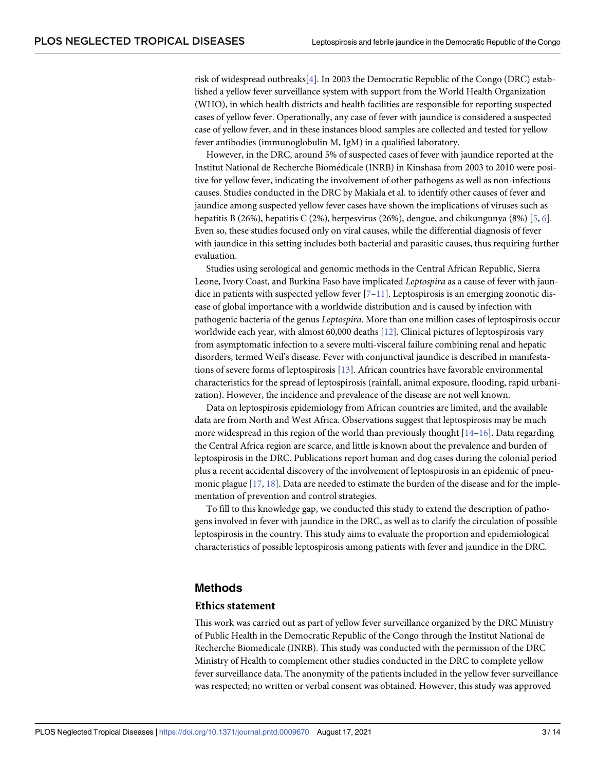risk of widespread outbreaks[4]. In 2003 the Democratic Republic of the Congo (DRC) established a yellow fever surveillance system with support from the World Health Organization (WHO), in which health districts and health facilities are responsible for reporting suspected cases of yellow fever. Operationally, any case of fever with jaundice is considered a suspected case of yellow fever, and in these instances blood samples are collected and tested for yellow fever antibodies (immunoglobulin M, IgM) in a qualified laboratory.

However, in the DRC, around 5% of suspected cases of fever with jaundice reported at the Institut National de Recherche Biomédicale (INRB) in Kinshasa from 2003 to 2010 were positive for yellow fever, indicating the involvement of other pathogens as well as non-infectious causes. Studies conducted in the DRC by Makiala et al. to identify other causes of fever and jaundice among suspected yellow fever cases have shown the implications of viruses such as hepatitis B (26%), hepatitis C (2%), herpesvirus (26%), dengue, and chikungunya (8%) [5, 6]. Even so, these studies focused only on viral causes, while the differential diagnosis of fever with jaundice in this setting includes both bacterial and parasitic causes, thus requiring further evaluation.

Studies using serological and genomic methods in the Central African Republic, Sierra Leone, Ivory Coast, and Burkina Faso have implicated *Leptospira* as a cause of fever with jaundice in patients with suspected yellow fever [7–11]. Leptospirosis is an emerging zoonotic disease of global importance with a worldwide distribution and is caused by infection with pathogenic bacteria of the genus *Leptospira*. More than one million cases of leptospirosis occur worldwide each year, with almost 60,000 deaths [12]. Clinical pictures of leptospirosis vary from asymptomatic infection to a severe multi-visceral failure combining renal and hepatic disorders, termed Weil's disease. Fever with conjunctival jaundice is described in manifestations of severe forms of leptospirosis [13]. African countries have favorable environmental characteristics for the spread of leptospirosis (rainfall, animal exposure, flooding, rapid urbanization). However, the incidence and prevalence of the disease are not well known.

Data on leptospirosis epidemiology from African countries are limited, and the available data are from North and West Africa. Observations suggest that leptospirosis may be much more widespread in this region of the world than previously thought [14–16]. Data regarding the Central Africa region are scarce, and little is known about the prevalence and burden of leptospirosis in the DRC. Publications report human and dog cases during the colonial period plus a recent accidental discovery of the involvement of leptospirosis in an epidemic of pneumonic plague [17, 18]. Data are needed to estimate the burden of the disease and for the implementation of prevention and control strategies.

To fill to this knowledge gap, we conducted this study to extend the description of pathogens involved in fever with jaundice in the DRC, as well as to clarify the circulation of possible leptospirosis in the country. This study aims to evaluate the proportion and epidemiological characteristics of possible leptospirosis among patients with fever and jaundice in the DRC.

## Methods

### Ethics statement

This work was carried out as part of yellow fever surveillance organized by the DRC Ministry of Public Health in the Democratic Republic of the Congo through the Institut National de Recherche Biomedicale (INRB). This study was conducted with the permission of the DRC Ministry of Health to complement other studies conducted in the DRC to complete yellow fever surveillance data. The anonymity of the patients included in the yellow fever surveillance was respected; no written or verbal consent was obtained. However, this study was approved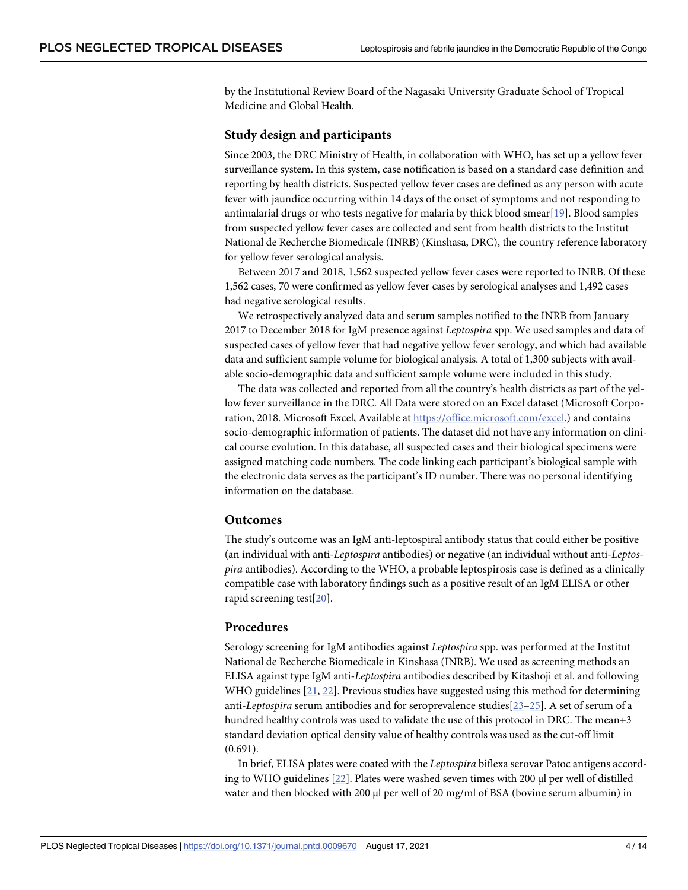by the Institutional Review Board of the Nagasaki University Graduate School of Tropical Medicine and Global Health.

## Study design and participants

Since 2003, the DRC Ministry of Health, in collaboration with WHO, has set up a yellow fever surveillance system. In this system, case notification is based on a standard case definition and reporting by health districts. Suspected yellow fever cases are defined as any person with acute fever with jaundice occurring within 14 days of the onset of symptoms and not responding to antimalarial drugs or who tests negative for malaria by thick blood smear[19]. Blood samples from suspected yellow fever cases are collected and sent from health districts to the Institut National de Recherche Biomedicale (INRB) (Kinshasa, DRC), the country reference laboratory for yellow fever serological analysis.

Between 2017 and 2018, 1,562 suspected yellow fever cases were reported to INRB. Of these 1,562 cases, 70 were confirmed as yellow fever cases by serological analyses and 1,492 cases had negative serological results.

We retrospectively analyzed data and serum samples notified to the INRB from January 2017 to December 2018 for IgM presence against *Leptospira* spp. We used samples and data of suspected cases of yellow fever that had negative yellow fever serology, and which had available data and sufficient sample volume for biological analysis. A total of 1,300 subjects with available socio-demographic data and sufficient sample volume were included in this study.

The data was collected and reported from all the country's health districts as part of the yellow fever surveillance in the DRC. All Data were stored on an Excel dataset (Microsoft Corporation, 2018. Microsoft Excel, Available at https://office.microsoft.com/excel.) and contains socio-demographic information of patients. The dataset did not have any information on clinical course evolution. In this database, all suspected cases and their biological specimens were assigned matching code numbers. The code linking each participant's biological sample with the electronic data serves as the participant's ID number. There was no personal identifying information on the database.

## Outcomes

The study's outcome was an IgM anti-leptospiral antibody status that could either be positive (an individual with anti-*Leptospira* antibodies) or negative (an individual without anti-*Leptospira* antibodies). According to the WHO, a probable leptospirosis case is defined as a clinically compatible case with laboratory findings such as a positive result of an IgM ELISA or other rapid screening test[20].

## Procedures

Serology screening for IgM antibodies against *Leptospira* spp. was performed at the Institut National de Recherche Biomedicale in Kinshasa (INRB). We used as screening methods an ELISA against type IgM anti-*Leptospira* antibodies described by Kitashoji et al. and following WHO guidelines [21, 22]. Previous studies have suggested using this method for determining anti-*Leptospira* serum antibodies and for seroprevalence studies[23–25]. A set of serum of a hundred healthy controls was used to validate the use of this protocol in DRC. The mean+3 standard deviation optical density value of healthy controls was used as the cut-off limit (0.691).

In brief, ELISA plates were coated with the *Leptospira* biflexa serovar Patoc antigens according to WHO guidelines [22]. Plates were washed seven times with 200 μl per well of distilled water and then blocked with 200 μl per well of 20 mg/ml of BSA (bovine serum albumin) in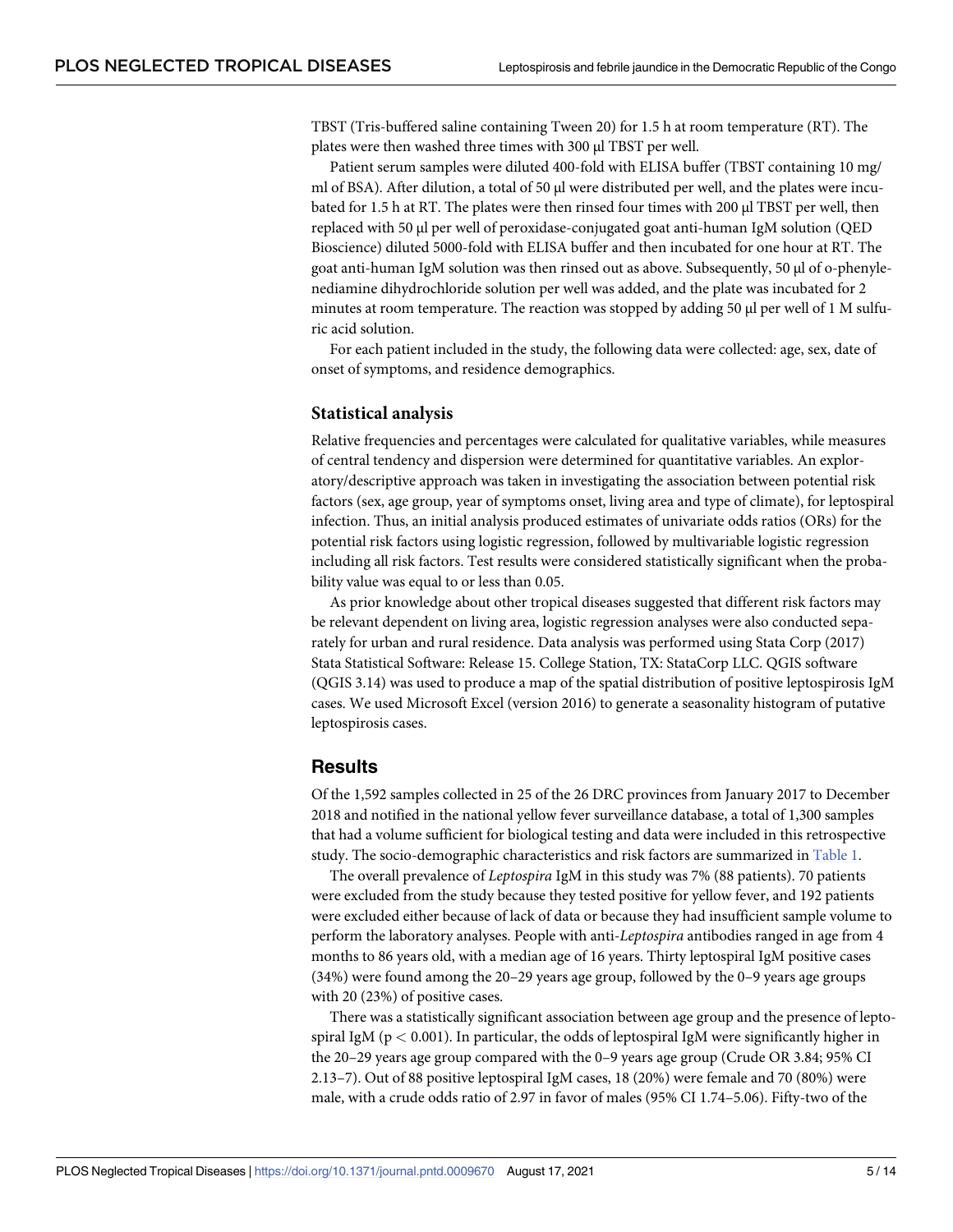TBST (Tris-buffered saline containing Tween 20) for 1.5 h at room temperature (RT). The plates were then washed three times with 300 μl TBST per well.

Patient serum samples were diluted 400-fold with ELISA buffer (TBST containing 10 mg/ml of BSA). After dilution, a total of 50 μl were distributed per well, and the plates were incubated for 1.5 h at RT. The plates were then rinsed four times with 200 μl TBST per well, then replaced with 50 μl per well of peroxidase-conjugated goat anti-human IgM solution (QED Bioscience) diluted 5000-fold with ELISA buffer and then incubated for one hour at RT. The goat anti-human IgM solution was then rinsed out as above. Subsequently, 50 μl of o-phenylenediamine dihydrochloride solution per well was added, and the plate was incubated for 2 minutes at room temperature. The reaction was stopped by adding 50 μl per well of 1 M sulfuric acid solution.

For each patient included in the study, the following data were collected: age, sex, date of onset of symptoms, and residence demographics.

### Statistical analysis

Relative frequencies and percentages were calculated for qualitative variables, while measures of central tendency and dispersion were determined for quantitative variables. An exploratory/descriptive approach was taken in investigating the association between potential risk factors (sex, age group, year of symptoms onset, living area and type of climate), for leptospiral infection. Thus, an initial analysis produced estimates of univariate odds ratios (ORs) for the potential risk factors using logistic regression, followed by multivariable logistic regression including all risk factors. Test results were considered statistically significant when the probability value was equal to or less than 0.05.

As prior knowledge about other tropical diseases suggested that different risk factors may be relevant dependent on living area, logistic regression analyses were also conducted separately for urban and rural residence. Data analysis was performed using Stata Corp (2017) Stata Statistical Software: Release 15. College Station, TX: StataCorp LLC. QGIS software (QGIS 3.14) was used to produce a map of the spatial distribution of positive leptospirosis IgM cases. We used Microsoft Excel (version 2016) to generate a seasonality histogram of putative leptospirosis cases.

## Results

Of the 1,592 samples collected in 25 of the 26 DRC provinces from January 2017 to December 2018 and notified in the national yellow fever surveillance database, a total of 1,300 samples that had a volume sufficient for biological testing and data were included in this retrospective study. The socio-demographic characteristics and risk factors are summarized in Table 1.

The overall prevalence of *Leptospira* IgM in this study was 7% (88 patients). 70 patients were excluded from the study because they tested positive for yellow fever, and 192 patients were excluded either because of lack of data or because they had insufficient sample volume to perform the laboratory analyses. People with anti-*Leptospira* antibodies ranged in age from 4 months to 86 years old, with a median age of 16 years. Thirty leptospiral IgM positive cases (34%) were found among the 20–29 years age group, followed by the 0–9 years age groups with 20 (23%) of positive cases.

There was a statistically significant association between age group and the presence of leptospiral IgM ($p < 0.001$). In particular, the odds of leptospiral IgM were significantly higher in the 20–29 years age group compared with the 0–9 years age group (Crude OR 3.84; 95% CI 2.13–7). Out of 88 positive leptospiral IgM cases, 18 (20%) were female and 70 (80%) were male, with a crude odds ratio of 2.97 in favor of males (95% CI 1.74–5.06). Fifty-two of the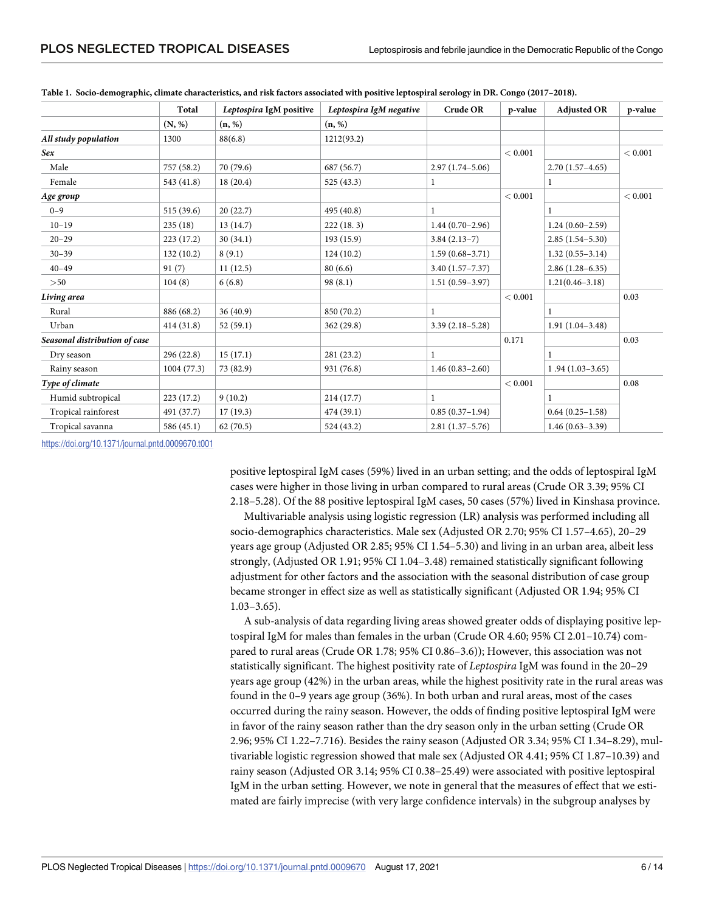**Table 1. Socio-demographic, climate characteristics, and risk factors associated with positive leptospiral serology in DR. Congo (2017–2018).**

| | Total | *Leptospira* IgM positive | *Leptospira* IgM negative | Crude OR | p-value | Adjusted OR | p-value |
|---|---|---|---|---|---|---|---|
| | (N, %) | (n, %) | (n, %) | | | | |
| ***All study population*** | 1300 | 88(6.8) | 1212(93.2) | | | | |
| ***Sex*** | | | | | < 0.001 | | < 0.001 |
| Male | 757 (58.2) | 70 (79.6) | 687 (56.7) | 2.97 (1.74–5.06) | | 2.70 (1.57–4.65) | |
| Female | 543 (41.8) | 18 (20.4) | 525 (43.3) | 1 | | 1 | |
| ***Age group*** | | | | | < 0.001 | | < 0.001 |
| 0–9 | 515 (39.6) | 20 (22.7) | 495 (40.8) | 1 | | 1 | |
| 10–19 | 235 (18) | 13 (14.7) | 222 (18. 3) | 1.44 (0.70–2.96) | | 1.24 (0.60–2.59) | |
| 20–29 | 223 (17.2) | 30 (34.1) | 193 (15.9) | 3.84 (2.13–7) | | 2.85 (1.54–5.30) | |
| 30–39 | 132 (10.2) | 8 (9.1) | 124 (10.2) | 1.59 (0.68–3.71) | | 1.32 (0.55–3.14) | |
| 40–49 | 91 (7) | 11 (12.5) | 80 (6.6) | 3.40 (1.57–7.37) | | 2.86 (1.28–6.35) | |
| >50 | 104 (8) | 6 (6.8) | 98 (8.1) | 1.51 (0.59–3.97) | | 1.21(0.46–3.18) | |
| ***Living area*** | | | | | < 0.001 | | 0.03 |
| Rural | 886 (68.2) | 36 (40.9) | 850 (70.2) | 1 | | 1 | |
| Urban | 414 (31.8) | 52 (59.1) | 362 (29.8) | 3.39 (2.18–5.28) | | 1.91 (1.04–3.48) | |
| ***Seasonal distribution of case*** | | | | | 0.171 | | 0.03 |
| Dry season | 296 (22.8) | 15 (17.1) | 281 (23.2) | 1 | | 1 | |
| Rainy season | 1004 (77.3) | 73 (82.9) | 931 (76.8) | 1.46 (0.83–2.60) | | 1 .94 (1.03–3.65) | |
| ***Type of climate*** | | | | | < 0.001 | | 0.08 |
| Humid subtropical | 223 (17.2) | 9 (10.2) | 214 (17.7) | 1 | | 1 | |
| Tropical rainforest | 491 (37.7) | 17 (19.3) | 474 (39.1) | 0.85 (0.37–1.94) | | 0.64 (0.25–1.58) | |
| Tropical savanna | 586 (45.1) | 62 (70.5) | 524 (43.2) | 2.81 (1.37–5.76) | | 1.46 (0.63–3.39) | |

https://doi.org/10.1371/journal.pntd.0009670.t001

positive leptospiral IgM cases (59%) lived in an urban setting; and the odds of leptospiral IgM cases were higher in those living in urban compared to rural areas (Crude OR 3.39; 95% CI 2.18–5.28). Of the 88 positive leptospiral IgM cases, 50 cases (57%) lived in Kinshasa province.

Multivariable analysis using logistic regression (LR) analysis was performed including all socio-demographics characteristics. Male sex (Adjusted OR 2.70; 95% CI 1.57–4.65), 20–29 years age group (Adjusted OR 2.85; 95% CI 1.54–5.30) and living in an urban area, albeit less strongly, (Adjusted OR 1.91; 95% CI 1.04–3.48) remained statistically significant following adjustment for other factors and the association with the seasonal distribution of case group became stronger in effect size as well as statistically significant (Adjusted OR 1.94; 95% CI 1.03–3.65).

A sub-analysis of data regarding living areas showed greater odds of displaying positive leptospiral IgM for males than females in the urban (Crude OR 4.60; 95% CI 2.01–10.74) compared to rural areas (Crude OR 1.78; 95% CI 0.86–3.6)); However, this association was not statistically significant. The highest positivity rate of *Leptospira* IgM was found in the 20–29 years age group (42%) in the urban areas, while the highest positivity rate in the rural areas was found in the 0–9 years age group (36%). In both urban and rural areas, most of the cases occurred during the rainy season. However, the odds of finding positive leptospiral IgM were in favor of the rainy season rather than the dry season only in the urban setting (Crude OR 2.96; 95% CI 1.22–7.716). Besides the rainy season (Adjusted OR 3.34; 95% CI 1.34–8.29), multivariable logistic regression showed that male sex (Adjusted OR 4.41; 95% CI 1.87–10.39) and rainy season (Adjusted OR 3.14; 95% CI 0.38–25.49) were associated with positive leptospiral IgM in the urban setting. However, we note in general that the measures of effect that we estimated are fairly imprecise (with very large confidence intervals) in the subgroup analyses by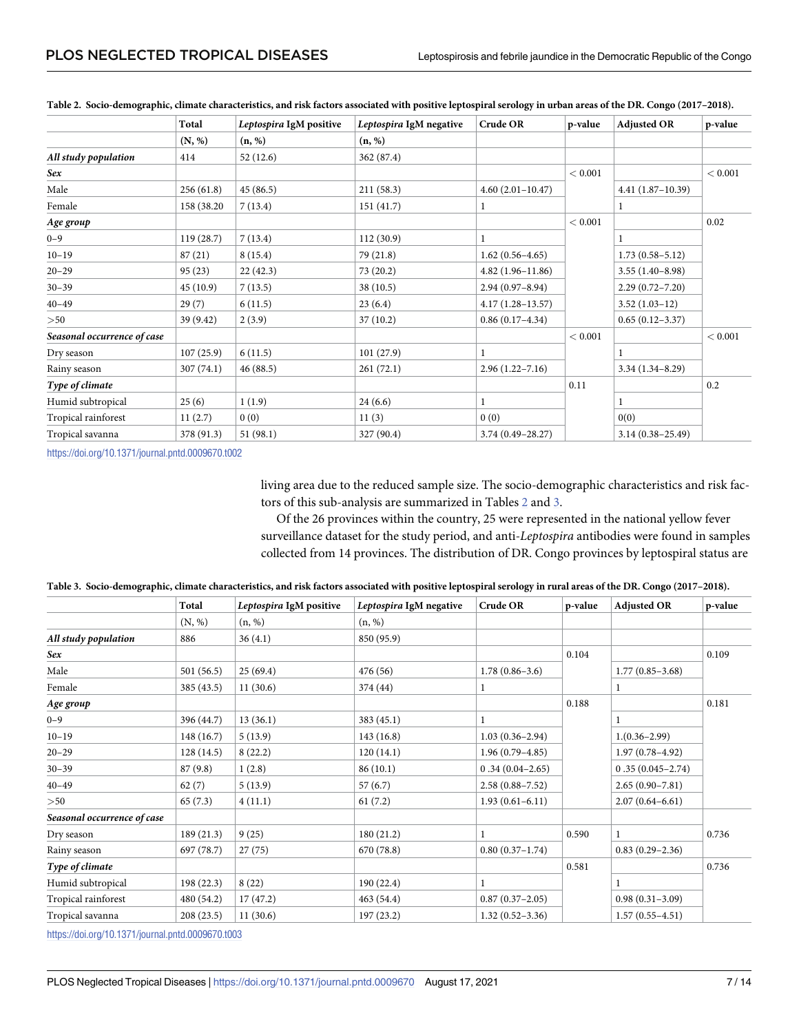**Table 2. Socio-demographic, climate characteristics, and risk factors associated with positive leptospiral serology in urban areas of the DR. Congo (2017–2018).**

| | Total | *Leptospira* IgM positive | *Leptospira* IgM negative | Crude OR | p-value | Adjusted OR | p-value |
|---|---|---|---|---|---|---|---|
| | (N, %) | (n, %) | (n, %) | | | | |
| ***All study population*** | 414 | 52 (12.6) | 362 (87.4) | | | | |
| ***Sex*** | | | | | < 0.001 | | < 0.001 |
| Male | 256 (61.8) | 45 (86.5) | 211 (58.3) | 4.60 (2.01–10.47) | | 4.41 (1.87–10.39) | |
| Female | 158 (38.20 | 7 (13.4) | 151 (41.7) | 1 | | 1 | |
| ***Age group*** | | | | | < 0.001 | | 0.02 |
| 0–9 | 119 (28.7) | 7 (13.4) | 112 (30.9) | 1 | | 1 | |
| 10–19 | 87 (21) | 8 (15.4) | 79 (21.8) | 1.62 (0.56–4.65) | | 1.73 (0.58–5.12) | |
| 20–29 | 95 (23) | 22 (42.3) | 73 (20.2) | 4.82 (1.96–11.86) | | 3.55 (1.40–8.98) | |
| 30–39 | 45 (10.9) | 7 (13.5) | 38 (10.5) | 2.94 (0.97–8.94) | | 2.29 (0.72–7.20) | |
| 40–49 | 29 (7) | 6 (11.5) | 23 (6.4) | 4.17 (1.28–13.57) | | 3.52 (1.03–12) | |
| >50 | 39 (9.42) | 2 (3.9) | 37 (10.2) | 0.86 (0.17–4.34) | | 0.65 (0.12–3.37) | |
| ***Seasonal occurrence of case*** | | | | | < 0.001 | | < 0.001 |
| Dry season | 107 (25.9) | 6 (11.5) | 101 (27.9) | 1 | | 1 | |
| Rainy season | 307 (74.1) | 46 (88.5) | 261 (72.1) | 2.96 (1.22–7.16) | | 3.34 (1.34–8.29) | |
| ***Type of climate*** | | | | | 0.11 | | 0.2 |
| Humid subtropical | 25 (6) | 1 (1.9) | 24 (6.6) | 1 | | 1 | |
| Tropical rainforest | 11 (2.7) | 0 (0) | 11 (3) | 0 (0) | | 0(0) | |
| Tropical savanna | 378 (91.3) | 51 (98.1) | 327 (90.4) | 3.74 (0.49–28.27) | | 3.14 (0.38–25.49) | |

https://doi.org/10.1371/journal.pntd.0009670.t002

living area due to the reduced sample size. The socio-demographic characteristics and risk factors of this sub-analysis are summarized in Tables 2 and 3.

Of the 26 provinces within the country, 25 were represented in the national yellow fever surveillance dataset for the study period, and anti-*Leptospira* antibodies were found in samples collected from 14 provinces. The distribution of DR. Congo provinces by leptospiral status are

**Table 3. Socio-demographic, climate characteristics, and risk factors associated with positive leptospiral serology in rural areas of the DR. Congo (2017–2018).**

| | Total | *Leptospira* IgM positive | *Leptospira* IgM negative | Crude OR | p-value | Adjusted OR | p-value |
|---|---|---|---|---|---|---|---|
| | (N, %) | (n, %) | (n, %) | | | | |
| ***All study population*** | 886 | 36 (4.1) | 850 (95.9) | | | | |
| ***Sex*** | | | | | 0.104 | | 0.109 |
| Male | 501 (56.5) | 25 (69.4) | 476 (56) | 1.78 (0.86–3.6) | | 1.77 (0.85–3.68) | |
| Female | 385 (43.5) | 11 (30.6) | 374 (44) | 1 | | 1 | |
| ***Age group*** | | | | | 0.188 | | 0.181 |
| 0–9 | 396 (44.7) | 13 (36.1) | 383 (45.1) | 1 | | 1 | |
| 10–19 | 148 (16.7) | 5 (13.9) | 143 (16.8) | 1.03 (0.36–2.94) | | 1.(0.36–2.99) | |
| 20–29 | 128 (14.5) | 8 (22.2) | 120 (14.1) | 1.96 (0.79–4.85) | | 1.97 (0.78–4.92) | |
| 30–39 | 87 (9.8) | 1 (2.8) | 86 (10.1) | 0 .34 (0.04–2.65) | | 0 .35 (0.045–2.74) | |
| 40–49 | 62 (7) | 5 (13.9) | 57 (6.7) | 2.58 (0.88–7.52) | | 2.65 (0.90–7.81) | |
| >50 | 65 (7.3) | 4 (11.1) | 61 (7.2) | 1.93 (0.61–6.11) | | 2.07 (0.64–6.61) | |
| ***Seasonal occurrence of case*** | | | | | | | |
| Dry season | 189 (21.3) | 9 (25) | 180 (21.2) | 1 | 0.590 | 1 | 0.736 |
| Rainy season | 697 (78.7) | 27 (75) | 670 (78.8) | 0.80 (0.37–1.74) | | 0.83 (0.29–2.36) | |
| ***Type of climate*** | | | | | 0.581 | | 0.736 |
| Humid subtropical | 198 (22.3) | 8 (22) | 190 (22.4) | 1 | | 1 | |
| Tropical rainforest | 480 (54.2) | 17 (47.2) | 463 (54.4) | 0.87 (0.37–2.05) | | 0.98 (0.31–3.09) | |
| Tropical savanna | 208 (23.5) | 11 (30.6) | 197 (23.2) | 1.32 (0.52–3.36) | | 1.57 (0.55–4.51) | |

https://doi.org/10.1371/journal.pntd.0009670.t003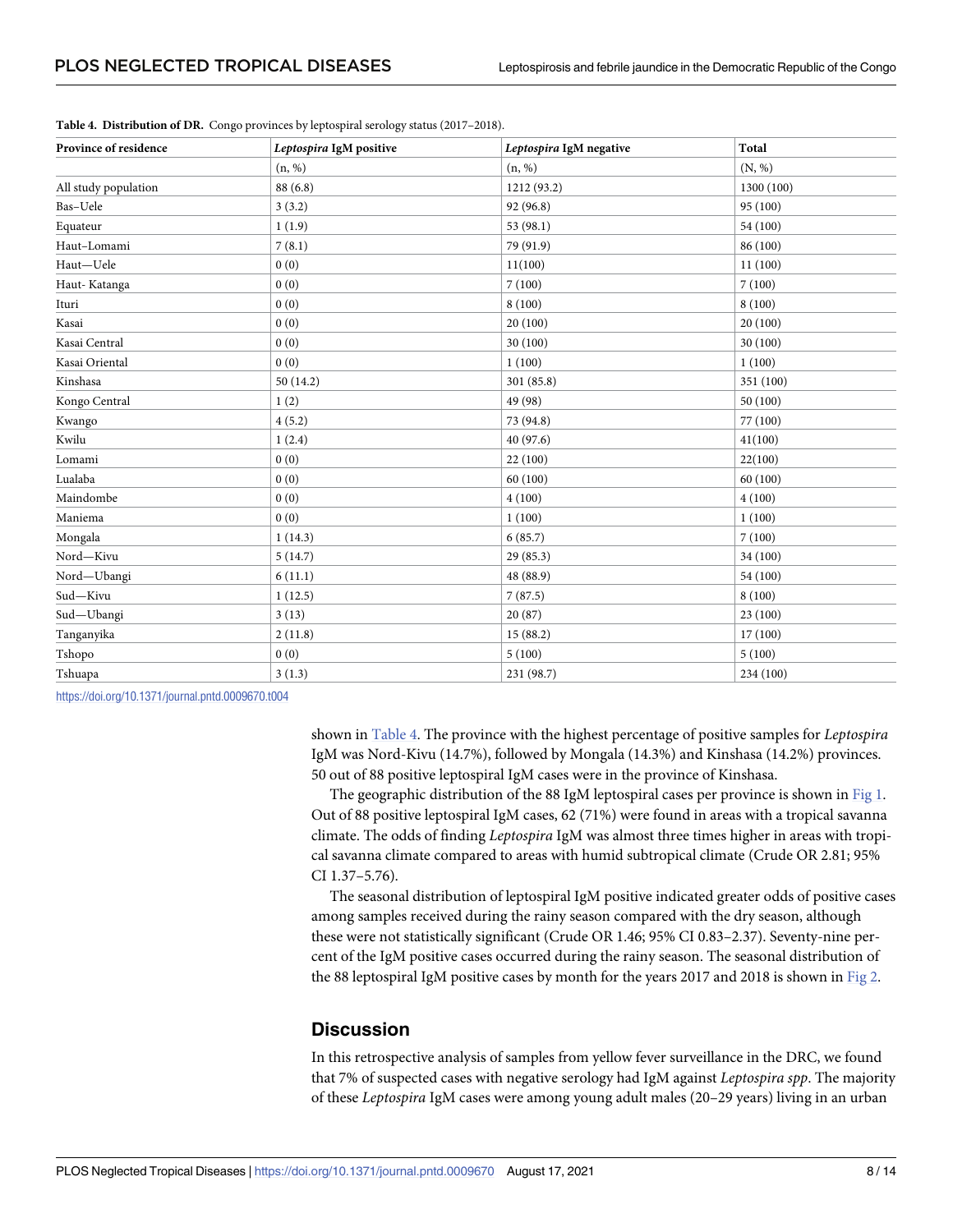**Table 4. Distribution of DR.** Congo provinces by leptospiral serology status (2017–2018).

| Province of residence | *Leptospira* IgM positive | *Leptospira* IgM negative | Total |
|---|---|---|---|
| | (n, %) | (n, %) | (N, %) |
| All study population | 88 (6.8) | 1212 (93.2) | 1300 (100) |
| Bas–Uele | 3 (3.2) | 92 (96.8) | 95 (100) |
| Equateur | 1 (1.9) | 53 (98.1) | 54 (100) |
| Haut–Lomami | 7 (8.1) | 79 (91.9) | 86 (100) |
| Haut—Uele | 0 (0) | 11(100) | 11 (100) |
| Haut- Katanga | 0 (0) | 7 (100) | 7 (100) |
| Ituri | 0 (0) | 8 (100) | 8 (100) |
| Kasai | 0 (0) | 20 (100) | 20 (100) |
| Kasai Central | 0 (0) | 30 (100) | 30 (100) |
| Kasai Oriental | 0 (0) | 1 (100) | 1 (100) |
| Kinshasa | 50 (14.2) | 301 (85.8) | 351 (100) |
| Kongo Central | 1 (2) | 49 (98) | 50 (100) |
| Kwango | 4 (5.2) | 73 (94.8) | 77 (100) |
| Kwilu | 1 (2.4) | 40 (97.6) | 41(100) |
| Lomami | 0 (0) | 22 (100) | 22(100) |
| Lualaba | 0 (0) | 60 (100) | 60 (100) |
| Maindombe | 0 (0) | 4 (100) | 4 (100) |
| Maniema | 0 (0) | 1 (100) | 1 (100) |
| Mongala | 1 (14.3) | 6 (85.7) | 7 (100) |
| Nord—Kivu | 5 (14.7) | 29 (85.3) | 34 (100) |
| Nord—Ubangi | 6 (11.1) | 48 (88.9) | 54 (100) |
| Sud—Kivu | 1 (12.5) | 7 (87.5) | 8 (100) |
| Sud—Ubangi | 3 (13) | 20 (87) | 23 (100) |
| Tanganyika | 2 (11.8) | 15 (88.2) | 17 (100) |
| Tshopo | 0 (0) | 5 (100) | 5 (100) |
| Tshuapa | 3 (1.3) | 231 (98.7) | 234 (100) |

https://doi.org/10.1371/journal.pntd.0009670.t004

shown in Table 4. The province with the highest percentage of positive samples for *Leptospira* IgM was Nord-Kivu (14.7%), followed by Mongala (14.3%) and Kinshasa (14.2%) provinces. 50 out of 88 positive leptospiral IgM cases were in the province of Kinshasa.

The geographic distribution of the 88 IgM leptospiral cases per province is shown in Fig 1. Out of 88 positive leptospiral IgM cases, 62 (71%) were found in areas with a tropical savanna climate. The odds of finding *Leptospira* IgM was almost three times higher in areas with tropical savanna climate compared to areas with humid subtropical climate (Crude OR 2.81; 95% CI 1.37–5.76).

The seasonal distribution of leptospiral IgM positive indicated greater odds of positive cases among samples received during the rainy season compared with the dry season, although these were not statistically significant (Crude OR 1.46; 95% CI 0.83–2.37). Seventy-nine percent of the IgM positive cases occurred during the rainy season. The seasonal distribution of the 88 leptospiral IgM positive cases by month for the years 2017 and 2018 is shown in Fig 2.

## Discussion

In this retrospective analysis of samples from yellow fever surveillance in the DRC, we found that 7% of suspected cases with negative serology had IgM against *Leptospira spp*. The majority of these *Leptospira* IgM cases were among young adult males (20–29 years) living in an urban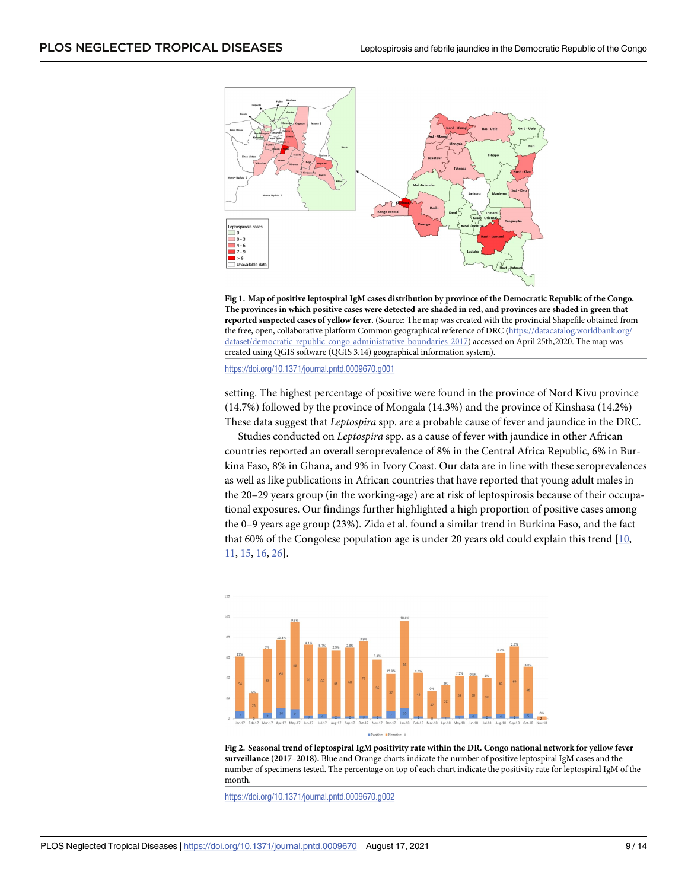**Fig 1. Map of positive leptospiral IgM cases distribution by province of the Democratic Republic of the Congo. The provinces in which positive cases were detected are shaded in red, and provinces are shaded in green that reported suspected cases of yellow fever.** (Source: The map was created with the provincial Shapefile obtained from the free, open, collaborative platform Common geographical reference of DRC (https://datacatalog.worldbank.org/dataset/democratic-republic-congo-administrative-boundaries-2017) accessed on April 25th,2020. The map was created using QGIS software (QGIS 3.14) geographical information system).

https://doi.org/10.1371/journal.pntd.0009670.g001

setting. The highest percentage of positive were found in the province of Nord Kivu province (14.7%) followed by the province of Mongala (14.3%) and the province of Kinshasa (14.2%) These data suggest that *Leptospira* spp. are a probable cause of fever and jaundice in the DRC.

Studies conducted on *Leptospira* spp. as a cause of fever with jaundice in other African countries reported an overall seroprevalence of 8% in the Central Africa Republic, 6% in Burkina Faso, 8% in Ghana, and 9% in Ivory Coast. Our data are in line with these seroprevalences as well as like publications in African countries that have reported that young adult males in the 20–29 years group (in the working-age) are at risk of leptospirosis because of their occupational exposures. Our findings further highlighted a high proportion of positive cases among the 0–9 years age group (23%). Zida et al. found a similar trend in Burkina Faso, and the fact that 60% of the Congolese population age is under 20 years old could explain this trend [10, 11, 15, 16, 26].

**Fig 2. Seasonal trend of leptospiral IgM positivity rate within the DR. Congo national network for yellow fever surveillance (2017–2018).** Blue and Orange charts indicate the number of positive leptospiral IgM cases and the number of specimens tested. The percentage on top of each chart indicate the positivity rate for leptospiral IgM of the month.

https://doi.org/10.1371/journal.pntd.0009670.g002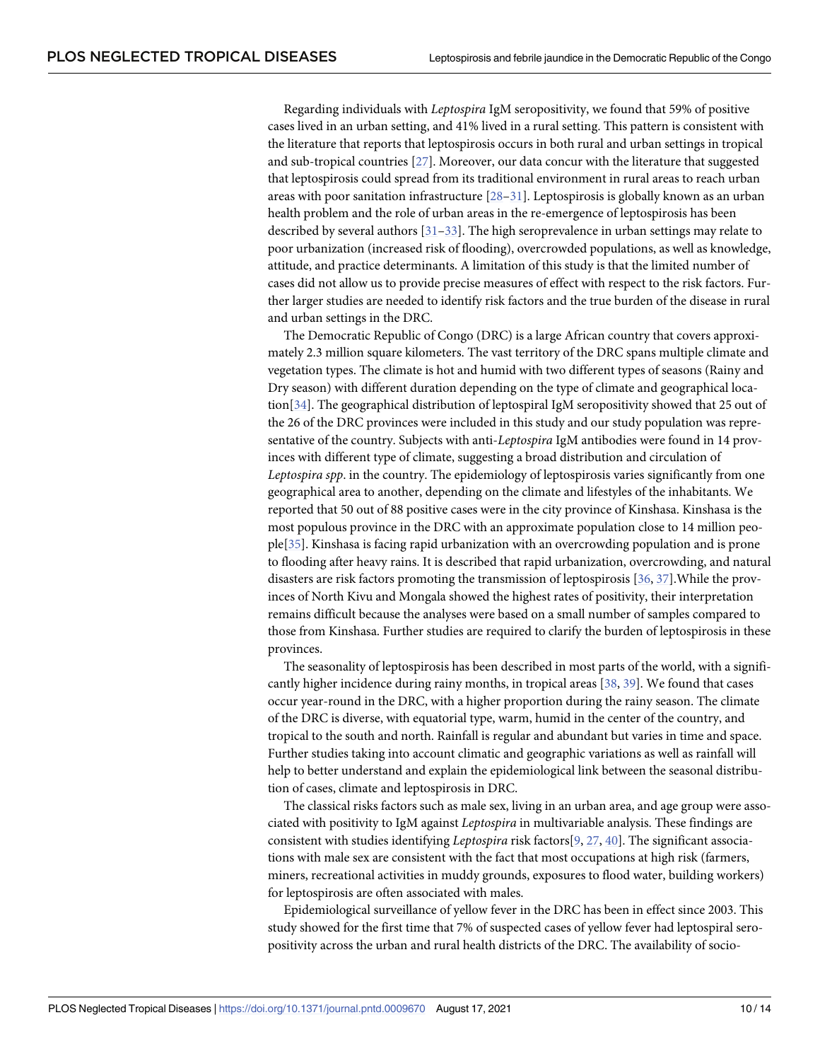Regarding individuals with *Leptospira* IgM seropositivity, we found that 59% of positive cases lived in an urban setting, and 41% lived in a rural setting. This pattern is consistent with the literature that reports that leptospirosis occurs in both rural and urban settings in tropical and sub-tropical countries [27]. Moreover, our data concur with the literature that suggested that leptospirosis could spread from its traditional environment in rural areas to reach urban areas with poor sanitation infrastructure [28–31]. Leptospirosis is globally known as an urban health problem and the role of urban areas in the re-emergence of leptospirosis has been described by several authors [31–33]. The high seroprevalence in urban settings may relate to poor urbanization (increased risk of flooding), overcrowded populations, as well as knowledge, attitude, and practice determinants. A limitation of this study is that the limited number of cases did not allow us to provide precise measures of effect with respect to the risk factors. Further larger studies are needed to identify risk factors and the true burden of the disease in rural and urban settings in the DRC.

The Democratic Republic of Congo (DRC) is a large African country that covers approximately 2.3 million square kilometers. The vast territory of the DRC spans multiple climate and vegetation types. The climate is hot and humid with two different types of seasons (Rainy and Dry season) with different duration depending on the type of climate and geographical location[34]. The geographical distribution of leptospiral IgM seropositivity showed that 25 out of the 26 of the DRC provinces were included in this study and our study population was representative of the country. Subjects with anti-*Leptospira* IgM antibodies were found in 14 provinces with different type of climate, suggesting a broad distribution and circulation of *Leptospira spp*. in the country. The epidemiology of leptospirosis varies significantly from one geographical area to another, depending on the climate and lifestyles of the inhabitants. We reported that 50 out of 88 positive cases were in the city province of Kinshasa. Kinshasa is the most populous province in the DRC with an approximate population close to 14 million people[35]. Kinshasa is facing rapid urbanization with an overcrowding population and is prone to flooding after heavy rains. It is described that rapid urbanization, overcrowding, and natural disasters are risk factors promoting the transmission of leptospirosis [36, 37].While the provinces of North Kivu and Mongala showed the highest rates of positivity, their interpretation remains difficult because the analyses were based on a small number of samples compared to those from Kinshasa. Further studies are required to clarify the burden of leptospirosis in these provinces.

The seasonality of leptospirosis has been described in most parts of the world, with a significantly higher incidence during rainy months, in tropical areas [38, 39]. We found that cases occur year-round in the DRC, with a higher proportion during the rainy season. The climate of the DRC is diverse, with equatorial type, warm, humid in the center of the country, and tropical to the south and north. Rainfall is regular and abundant but varies in time and space. Further studies taking into account climatic and geographic variations as well as rainfall will help to better understand and explain the epidemiological link between the seasonal distribution of cases, climate and leptospirosis in DRC.

The classical risks factors such as male sex, living in an urban area, and age group were associated with positivity to IgM against *Leptospira* in multivariable analysis. These findings are consistent with studies identifying *Leptospira* risk factors[9, 27, 40]. The significant associations with male sex are consistent with the fact that most occupations at high risk (farmers, miners, recreational activities in muddy grounds, exposures to flood water, building workers) for leptospirosis are often associated with males.

Epidemiological surveillance of yellow fever in the DRC has been in effect since 2003. This study showed for the first time that 7% of suspected cases of yellow fever had leptospiral seropositivity across the urban and rural health districts of the DRC. The availability of socio-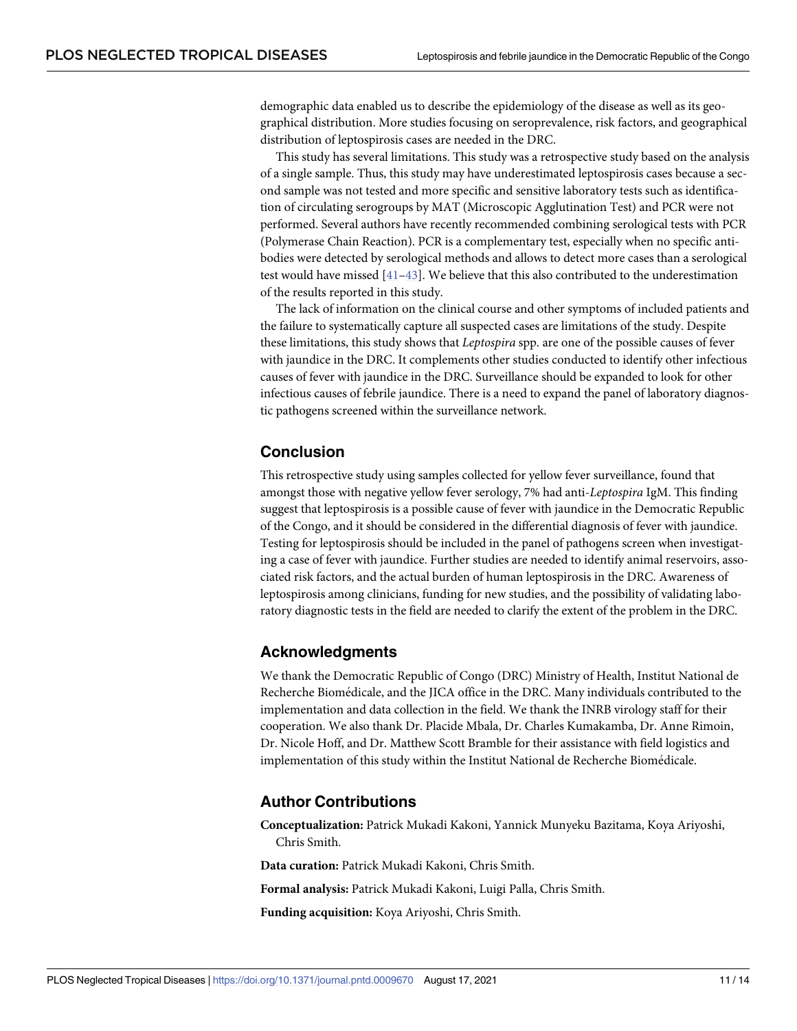demographic data enabled us to describe the epidemiology of the disease as well as its geographical distribution. More studies focusing on seroprevalence, risk factors, and geographical distribution of leptospirosis cases are needed in the DRC.

This study has several limitations. This study was a retrospective study based on the analysis of a single sample. Thus, this study may have underestimated leptospirosis cases because a second sample was not tested and more specific and sensitive laboratory tests such as identification of circulating serogroups by MAT (Microscopic Agglutination Test) and PCR were not performed. Several authors have recently recommended combining serological tests with PCR (Polymerase Chain Reaction). PCR is a complementary test, especially when no specific antibodies were detected by serological methods and allows to detect more cases than a serological test would have missed [41–43]. We believe that this also contributed to the underestimation of the results reported in this study.

The lack of information on the clinical course and other symptoms of included patients and the failure to systematically capture all suspected cases are limitations of the study. Despite these limitations, this study shows that *Leptospira* spp. are one of the possible causes of fever with jaundice in the DRC. It complements other studies conducted to identify other infectious causes of fever with jaundice in the DRC. Surveillance should be expanded to look for other infectious causes of febrile jaundice. There is a need to expand the panel of laboratory diagnostic pathogens screened within the surveillance network.

## Conclusion

This retrospective study using samples collected for yellow fever surveillance, found that amongst those with negative yellow fever serology, 7% had anti-*Leptospira* IgM. This finding suggest that leptospirosis is a possible cause of fever with jaundice in the Democratic Republic of the Congo, and it should be considered in the differential diagnosis of fever with jaundice. Testing for leptospirosis should be included in the panel of pathogens screen when investigating a case of fever with jaundice. Further studies are needed to identify animal reservoirs, associated risk factors, and the actual burden of human leptospirosis in the DRC. Awareness of leptospirosis among clinicians, funding for new studies, and the possibility of validating laboratory diagnostic tests in the field are needed to clarify the extent of the problem in the DRC.

## Acknowledgments

We thank the Democratic Republic of Congo (DRC) Ministry of Health, Institut National de Recherche Biomédicale, and the JICA office in the DRC. Many individuals contributed to the implementation and data collection in the field. We thank the INRB virology staff for their cooperation. We also thank Dr. Placide Mbala, Dr. Charles Kumakamba, Dr. Anne Rimoin, Dr. Nicole Hoff, and Dr. Matthew Scott Bramble for their assistance with field logistics and implementation of this study within the Institut National de Recherche Biomédicale.

## Author Contributions

**Conceptualization:** Patrick Mukadi Kakoni, Yannick Munyeku Bazitama, Koya Ariyoshi, Chris Smith.

**Data curation:** Patrick Mukadi Kakoni, Chris Smith.

**Formal analysis:** Patrick Mukadi Kakoni, Luigi Palla, Chris Smith.

**Funding acquisition:** Koya Ariyoshi, Chris Smith.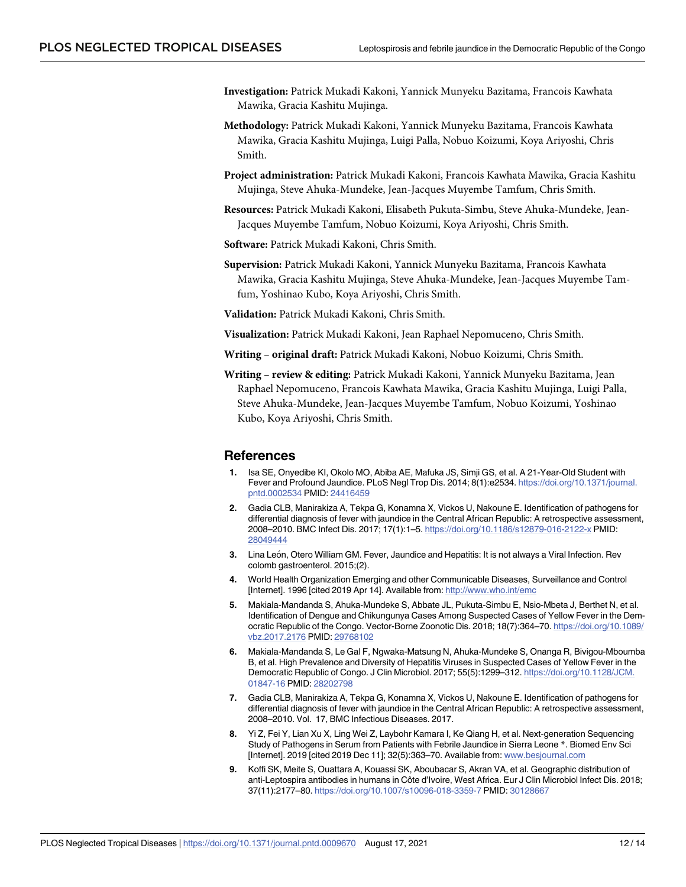**Investigation:** Patrick Mukadi Kakoni, Yannick Munyeku Bazitama, Francois Kawhata Mawika, Gracia Kashitu Mujinga.

**Methodology:** Patrick Mukadi Kakoni, Yannick Munyeku Bazitama, Francois Kawhata Mawika, Gracia Kashitu Mujinga, Luigi Palla, Nobuo Koizumi, Koya Ariyoshi, Chris Smith.

**Project administration:** Patrick Mukadi Kakoni, Francois Kawhata Mawika, Gracia Kashitu Mujinga, Steve Ahuka-Mundeke, Jean-Jacques Muyembe Tamfum, Chris Smith.

**Resources:** Patrick Mukadi Kakoni, Elisabeth Pukuta-Simbu, Steve Ahuka-Mundeke, Jean-Jacques Muyembe Tamfum, Nobuo Koizumi, Koya Ariyoshi, Chris Smith.

**Software:** Patrick Mukadi Kakoni, Chris Smith.

**Supervision:** Patrick Mukadi Kakoni, Yannick Munyeku Bazitama, Francois Kawhata Mawika, Gracia Kashitu Mujinga, Steve Ahuka-Mundeke, Jean-Jacques Muyembe Tamfum, Yoshinao Kubo, Koya Ariyoshi, Chris Smith.

**Validation:** Patrick Mukadi Kakoni, Chris Smith.

**Visualization:** Patrick Mukadi Kakoni, Jean Raphael Nepomuceno, Chris Smith.

**Writing – original draft:** Patrick Mukadi Kakoni, Nobuo Koizumi, Chris Smith.

**Writing – review & editing:** Patrick Mukadi Kakoni, Yannick Munyeku Bazitama, Jean Raphael Nepomuceno, Francois Kawhata Mawika, Gracia Kashitu Mujinga, Luigi Palla, Steve Ahuka-Mundeke, Jean-Jacques Muyembe Tamfum, Nobuo Koizumi, Yoshinao Kubo, Koya Ariyoshi, Chris Smith.

## References

1. Isa SE, Onyedibe KI, Okolo MO, Abiba AE, Mafuka JS, Simji GS, et al. A 21-Year-Old Student with Fever and Profound Jaundice. PLoS Negl Trop Dis. 2014; 8(1):e2534. https://doi.org/10.1371/journal.pntd.0002534 PMID: 24416459
2. Gadia CLB, Manirakiza A, Tekpa G, Konamna X, Vickos U, Nakoune E. Identification of pathogens for differential diagnosis of fever with jaundice in the Central African Republic: A retrospective assessment, 2008–2010. BMC Infect Dis. 2017; 17(1):1–5. https://doi.org/10.1186/s12879-016-2122-x PMID: 28049444
3. Lina León, Otero William GM. Fever, Jaundice and Hepatitis: It is not always a Viral Infection. Rev colomb gastroenterol. 2015;(2).
4. World Health Organization Emerging and other Communicable Diseases, Surveillance and Control [Internet]. 1996 [cited 2019 Apr 14]. Available from: http://www.who.int/emc
5. Makiala-Mandanda S, Ahuka-Mundeke S, Abbate JL, Pukuta-Simbu E, Nsio-Mbeta J, Berthet N, et al. Identification of Dengue and Chikungunya Cases Among Suspected Cases of Yellow Fever in the Democratic Republic of the Congo. Vector-Borne Zoonotic Dis. 2018; 18(7):364–70. https://doi.org/10.1089/vbz.2017.2176 PMID: 29768102
6. Makiala-Mandanda S, Le Gal F, Ngwaka-Matsung N, Ahuka-Mundeke S, Onanga R, Bivigou-Mboumba B, et al. High Prevalence and Diversity of Hepatitis Viruses in Suspected Cases of Yellow Fever in the Democratic Republic of Congo. J Clin Microbiol. 2017; 55(5):1299–312. https://doi.org/10.1128/JCM.01847-16 PMID: 28202798
7. Gadia CLB, Manirakiza A, Tekpa G, Konamna X, Vickos U, Nakoune E. Identification of pathogens for differential diagnosis of fever with jaundice in the Central African Republic: A retrospective assessment, 2008–2010. Vol. 17, BMC Infectious Diseases. 2017.
8. Yi Z, Fei Y, Lian Xu X, Ling Wei Z, Laybohr Kamara I, Ke Qiang H, et al. Next-generation Sequencing Study of Pathogens in Serum from Patients with Febrile Jaundice in Sierra Leone *. Biomed Env Sci [Internet]. 2019 [cited 2019 Dec 11]; 32(5):363–70. Available from: www.besjournal.com
9. Koffi SK, Meite S, Ouattara A, Kouassi SK, Aboubacar S, Akran VA, et al. Geographic distribution of anti-Leptospira antibodies in humans in Côte d'Ivoire, West Africa. Eur J Clin Microbiol Infect Dis. 2018; 37(11):2177–80. https://doi.org/10.1007/s10096-018-3359-7 PMID: 30128667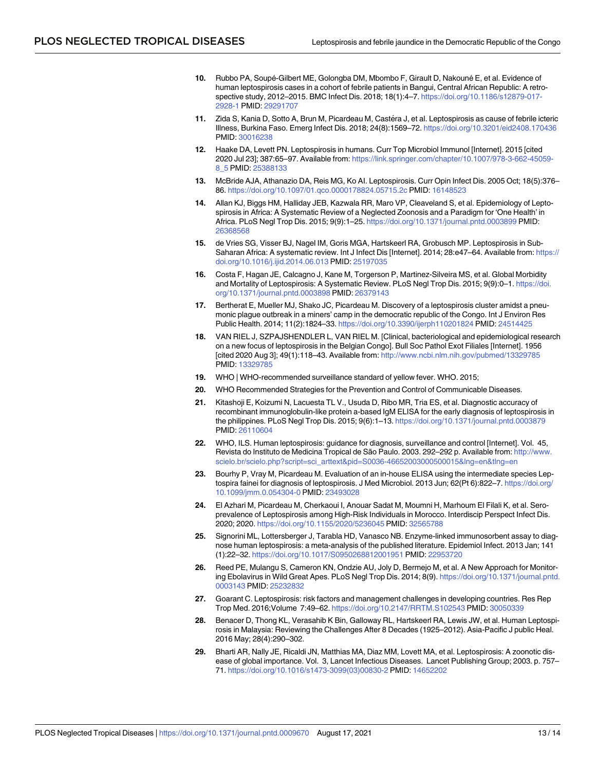10. Rubbo PA, Soupé-Gilbert ME, Golongba DM, Mbombo F, Girault D, Nakouné E, et al. Evidence of human leptospirosis cases in a cohort of febrile patients in Bangui, Central African Republic: A retrospective study, 2012–2015. BMC Infect Dis. 2018; 18(1):4–7. https://doi.org/10.1186/s12879-017-2928-1 PMID: 29291707

11. Zida S, Kania D, Sotto A, Brun M, Picardeau M, Castéra J, et al. Leptospirosis as cause of febrile icteric Illness, Burkina Faso. Emerg Infect Dis. 2018; 24(8):1569–72. https://doi.org/10.3201/eid2408.170436 PMID: 30016238

12. Haake DA, Levett PN. Leptospirosis in humans. Curr Top Microbiol Immunol [Internet]. 2015 [cited 2020 Jul 23]; 387:65–97. Available from: https://link.springer.com/chapter/10.1007/978-3-662-45059-8_5 PMID: 25388133

13. McBride AJA, Athanazio DA, Reis MG, Ko AI. Leptospirosis. Curr Opin Infect Dis. 2005 Oct; 18(5):376–86. https://doi.org/10.1097/01.qco.0000178824.05715.2c PMID: 16148523

14. Allan KJ, Biggs HM, Halliday JEB, Kazwala RR, Maro VP, Cleaveland S, et al. Epidemiology of Leptospirosis in Africa: A Systematic Review of a Neglected Zoonosis and a Paradigm for 'One Health' in Africa. PLoS Negl Trop Dis. 2015; 9(9):1–25. https://doi.org/10.1371/journal.pntd.0003899 PMID: 26368568

15. de Vries SG, Visser BJ, Nagel IM, Goris MGA, Hartskeerl RA, Grobusch MP. Leptospirosis in Sub-Saharan Africa: A systematic review. Int J Infect Dis [Internet]. 2014; 28:e47–64. Available from: https://doi.org/10.1016/j.ijid.2014.06.013 PMID: 25197035

16. Costa F, Hagan JE, Calcagno J, Kane M, Torgerson P, Martinez-Silveira MS, et al. Global Morbidity and Mortality of Leptospirosis: A Systematic Review. PLoS Negl Trop Dis. 2015; 9(9):0–1. https://doi.org/10.1371/journal.pntd.0003898 PMID: 26379143

17. Bertherat E, Mueller MJ, Shako JC, Picardeau M. Discovery of a leptospirosis cluster amidst a pneumonic plague outbreak in a miners' camp in the democratic republic of the Congo. Int J Environ Res Public Health. 2014; 11(2):1824–33. https://doi.org/10.3390/ijerph110201824 PMID: 24514425

18. VAN RIEL J, SZPAJSHENDLER L, VAN RIEL M. [Clinical, bacteriological and epidemiological research on a new focus of leptospirosis in the Belgian Congo]. Bull Soc Pathol Exot Filiales [Internet]. 1956 [cited 2020 Aug 3]; 49(1):118–43. Available from: http://www.ncbi.nlm.nih.gov/pubmed/13329785 PMID: 13329785

19. WHO | WHO-recommended surveillance standard of yellow fever. WHO. 2015;

20. WHO Recommended Strategies for the Prevention and Control of Communicable Diseases.

21. Kitashoji E, Koizumi N, Lacuesta TL V., Usuda D, Ribo MR, Tria ES, et al. Diagnostic accuracy of recombinant immunoglobulin-like protein a-based IgM ELISA for the early diagnosis of leptospirosis in the philippines. PLoS Negl Trop Dis. 2015; 9(6):1–13. https://doi.org/10.1371/journal.pntd.0003879 PMID: 26110604

22. WHO, ILS. Human leptospirosis: guidance for diagnosis, surveillance and control [Internet]. Vol. 45, Revista do Instituto de Medicina Tropical de São Paulo. 2003. 292–292 p. Available from: http://www.scielo.br/scielo.php?script=sci_arttext&pid=S0036-46652003000500015&lng=en&tlng=en

23. Bourhy P, Vray M, Picardeau M. Evaluation of an in-house ELISA using the intermediate species Leptospira fainei for diagnosis of leptospirosis. J Med Microbiol. 2013 Jun; 62(Pt 6):822–7. https://doi.org/10.1099/jmm.0.054304-0 PMID: 23493028

24. El Azhari M, Picardeau M, Cherkaoui I, Anouar Sadat M, Moumni H, Marhoum El Filali K, et al. Seroprevalence of Leptospirosis among High-Risk Individuals in Morocco. Interdiscip Perspect Infect Dis. 2020; 2020. https://doi.org/10.1155/2020/5236045 PMID: 32565788

25. Signorini ML, Lottersberger J, Tarabla HD, Vanasco NB. Enzyme-linked immunosorbent assay to diagnose human leptospirosis: a meta-analysis of the published literature. Epidemiol Infect. 2013 Jan; 141(1):22–32. https://doi.org/10.1017/S0950268812001951 PMID: 22953720

26. Reed PE, Mulangu S, Cameron KN, Ondzie AU, Joly D, Bermejo M, et al. A New Approach for Monitoring Ebolavirus in Wild Great Apes. PLoS Negl Trop Dis. 2014; 8(9). https://doi.org/10.1371/journal.pntd.0003143 PMID: 25232832

27. Goarant C. Leptospirosis: risk factors and management challenges in developing countries. Res Rep Trop Med. 2016;Volume 7:49–62. https://doi.org/10.2147/RRTM.S102543 PMID: 30050339

28. Benacer D, Thong KL, Verasahib K Bin, Galloway RL, Hartskeerl RA, Lewis JW, et al. Human Leptospirosis in Malaysia: Reviewing the Challenges After 8 Decades (1925–2012). Asia-Pacific J public Heal. 2016 May; 28(4):290–302.

29. Bharti AR, Nally JE, Ricaldi JN, Matthias MA, Diaz MM, Lovett MA, et al. Leptospirosis: A zoonotic disease of global importance. Vol. 3, Lancet Infectious Diseases. Lancet Publishing Group; 2003. p. 757–71. https://doi.org/10.1016/s1473-3099(03)00830-2 PMID: 14652202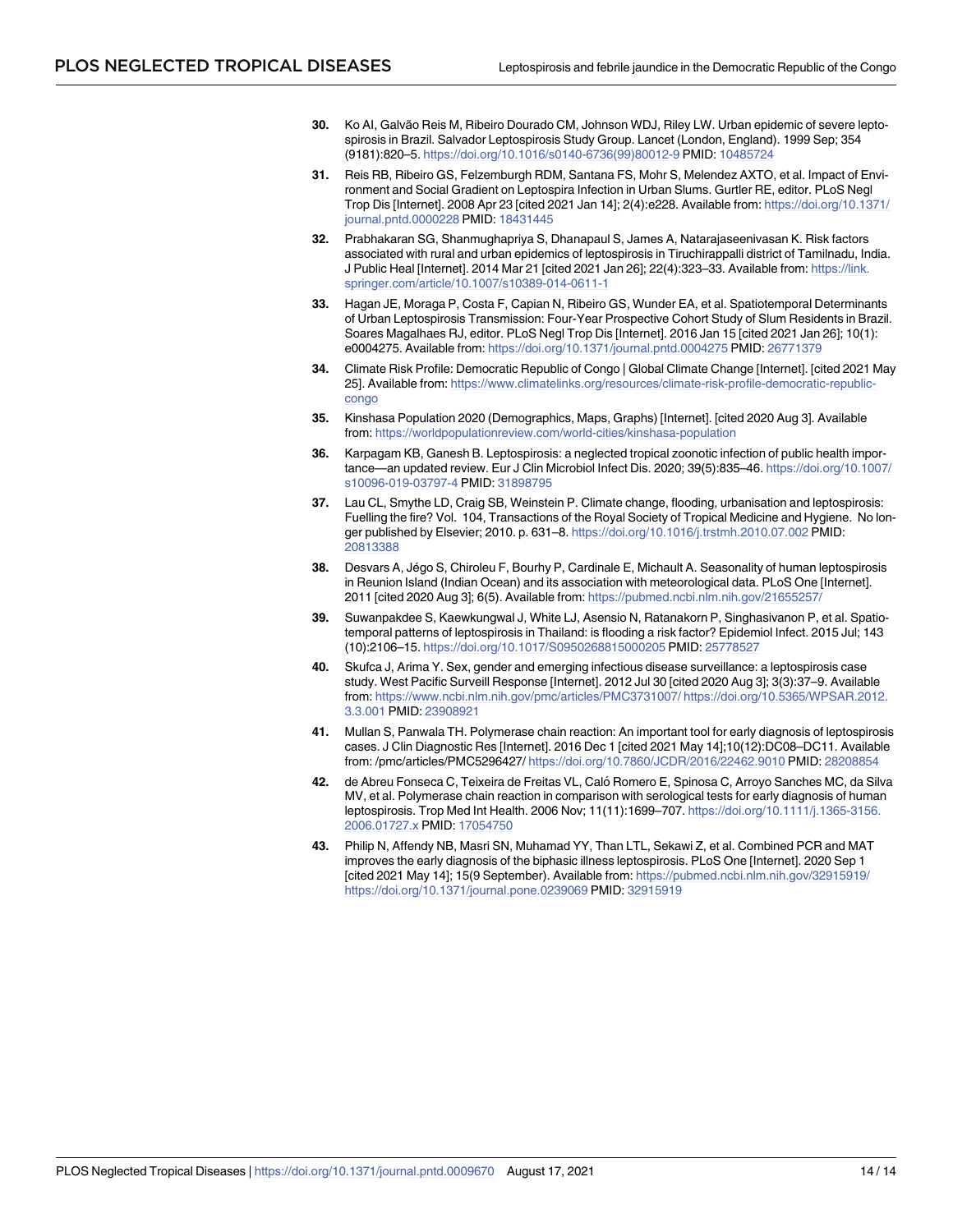30. Ko AI, Galvão Reis M, Ribeiro Dourado CM, Johnson WDJ, Riley LW. Urban epidemic of severe leptospirosis in Brazil. Salvador Leptospirosis Study Group. Lancet (London, England). 1999 Sep; 354 (9181):820–5. https://doi.org/10.1016/s0140-6736(99)80012-9 PMID: 10485724

31. Reis RB, Ribeiro GS, Felzemburgh RDM, Santana FS, Mohr S, Melendez AXTO, et al. Impact of Environment and Social Gradient on Leptospira Infection in Urban Slums. Gurtler RE, editor. PLoS Negl Trop Dis [Internet]. 2008 Apr 23 [cited 2021 Jan 14]; 2(4):e228. Available from: https://doi.org/10.1371/journal.pntd.0000228 PMID: 18431445

32. Prabhakaran SG, Shanmughapriya S, Dhanapaul S, James A, Natarajaseenivasan K. Risk factors associated with rural and urban epidemics of leptospirosis in Tiruchirappalli district of Tamilnadu, India. J Public Heal [Internet]. 2014 Mar 21 [cited 2021 Jan 26]; 22(4):323–33. Available from: https://link.springer.com/article/10.1007/s10389-014-0611-1

33. Hagan JE, Moraga P, Costa F, Capian N, Ribeiro GS, Wunder EA, et al. Spatiotemporal Determinants of Urban Leptospirosis Transmission: Four-Year Prospective Cohort Study of Slum Residents in Brazil. Soares Magalhaes RJ, editor. PLoS Negl Trop Dis [Internet]. 2016 Jan 15 [cited 2021 Jan 26]; 10(1): e0004275. Available from: https://doi.org/10.1371/journal.pntd.0004275 PMID: 26771379

34. Climate Risk Profile: Democratic Republic of Congo | Global Climate Change [Internet]. [cited 2021 May 25]. Available from: https://www.climatelinks.org/resources/climate-risk-profile-democratic-republic-congo

35. Kinshasa Population 2020 (Demographics, Maps, Graphs) [Internet]. [cited 2020 Aug 3]. Available from: https://worldpopulationreview.com/world-cities/kinshasa-population

36. Karpagam KB, Ganesh B. Leptospirosis: a neglected tropical zoonotic infection of public health importance—an updated review. Eur J Clin Microbiol Infect Dis. 2020; 39(5):835–46. https://doi.org/10.1007/s10096-019-03797-4 PMID: 31898795

37. Lau CL, Smythe LD, Craig SB, Weinstein P. Climate change, flooding, urbanisation and leptospirosis: Fuelling the fire? Vol. 104, Transactions of the Royal Society of Tropical Medicine and Hygiene. No longer published by Elsevier; 2010. p. 631–8. https://doi.org/10.1016/j.trstmh.2010.07.002 PMID: 20813388

38. Desvars A, Jégo S, Chiroleu F, Bourhy P, Cardinale E, Michault A. Seasonality of human leptospirosis in Reunion Island (Indian Ocean) and its association with meteorological data. PLoS One [Internet]. 2011 [cited 2020 Aug 3]; 6(5). Available from: https://pubmed.ncbi.nlm.nih.gov/21655257/

39. Suwanpakdee S, Kaewkungwal J, White LJ, Asensio N, Ratanakorn P, Singhasivanon P, et al. Spatio-temporal patterns of leptospirosis in Thailand: is flooding a risk factor? Epidemiol Infect. 2015 Jul; 143 (10):2106–15. https://doi.org/10.1017/S0950268815000205 PMID: 25778527

40. Skufca J, Arima Y. Sex, gender and emerging infectious disease surveillance: a leptospirosis case study. West Pacific Surveill Response [Internet]. 2012 Jul 30 [cited 2020 Aug 3]; 3(3):37–9. Available from: https://www.ncbi.nlm.nih.gov/pmc/articles/PMC3731007/ https://doi.org/10.5365/WPSAR.2012.3.3.001 PMID: 23908921

41. Mullan S, Panwala TH. Polymerase chain reaction: An important tool for early diagnosis of leptospirosis cases. J Clin Diagnostic Res [Internet]. 2016 Dec 1 [cited 2021 May 14];10(12):DC08–DC11. Available from: /pmc/articles/PMC5296427/ https://doi.org/10.7860/JCDR/2016/22462.9010 PMID: 28208854

42. de Abreu Fonseca C, Teixeira de Freitas VL, Caló Romero E, Spinosa C, Arroyo Sanches MC, da Silva MV, et al. Polymerase chain reaction in comparison with serological tests for early diagnosis of human leptospirosis. Trop Med Int Health. 2006 Nov; 11(11):1699–707. https://doi.org/10.1111/j.1365-3156.2006.01727.x PMID: 17054750

43. Philip N, Affendy NB, Masri SN, Muhamad YY, Than LTL, Sekawi Z, et al. Combined PCR and MAT improves the early diagnosis of the biphasic illness leptospirosis. PLoS One [Internet]. 2020 Sep 1 [cited 2021 May 14]; 15(9 September). Available from: https://pubmed.ncbi.nlm.nih.gov/32915919/ https://doi.org/10.1371/journal.pone.0239069 PMID: 32915919